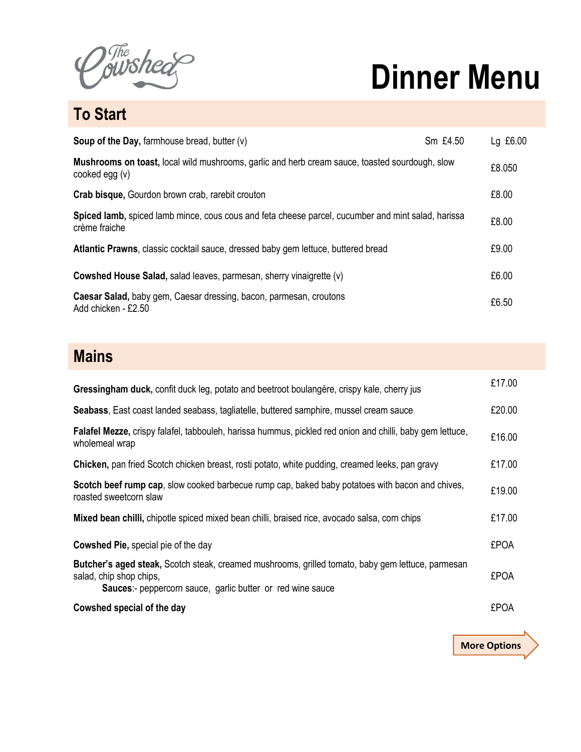The Cowshed

# Dinner Menu

## To Start

| Item | | Price |
|---|---|---|
| **Soup of the Day,** farmhouse bread, butter (v) | Sm £4.50 | Lg £6.00 |
| **Mushrooms on toast,** local wild mushrooms, garlic and herb cream sauce, toasted sourdough, slow cooked egg (v) | | £8.050 |
| **Crab bisque,** Gourdon brown crab, rarebit crouton | | £8.00 |
| **Spiced lamb,** spiced lamb mince, cous cous and feta cheese parcel, cucumber and mint salad, harissa crème fraiche | | £8.00 |
| **Atlantic Prawns**, classic cocktail sauce, dressed baby gem lettuce, buttered bread | | £9.00 |
| **Cowshed House Salad,** salad leaves, parmesan, sherry vinaigrette (v) | | £6.00 |
| **Caesar Salad,** baby gem, Caesar dressing, bacon, parmesan, croutons<br>Add chicken - £2.50 | | £6.50 |

## Mains

| Item | Price |
|---|---|
| **Gressingham duck,** confit duck leg, potato and beetroot boulangère, crispy kale, cherry jus | £17.00 |
| **Seabass**, East coast landed seabass, tagliatelle, buttered samphire, mussel cream sauce | £20.00 |
| **Falafel Mezze,** crispy falafel, tabbouleh, harissa hummus, pickled red onion and chilli, baby gem lettuce, wholemeal wrap | £16.00 |
| **Chicken,** pan fried Scotch chicken breast, rosti potato, white pudding, creamed leeks, pan gravy | £17.00 |
| **Scotch beef rump cap**, slow cooked barbecue rump cap, baked baby potatoes with bacon and chives, roasted sweetcorn slaw | £19.00 |
| **Mixed bean chilli,** chipotle spiced mixed bean chilli, braised rice, avocado salsa, corn chips | £17.00 |
| **Cowshed Pie,** special pie of the day | £POA |
| **Butcher's aged steak,** Scotch steak, creamed mushrooms, grilled tomato, baby gem lettuce, parmesan salad, chip shop chips,<br>**Sauces**:- peppercorn sauce, garlic butter or red wine sauce | £POA |
| **Cowshed special of the day** | £POA |

**More Options**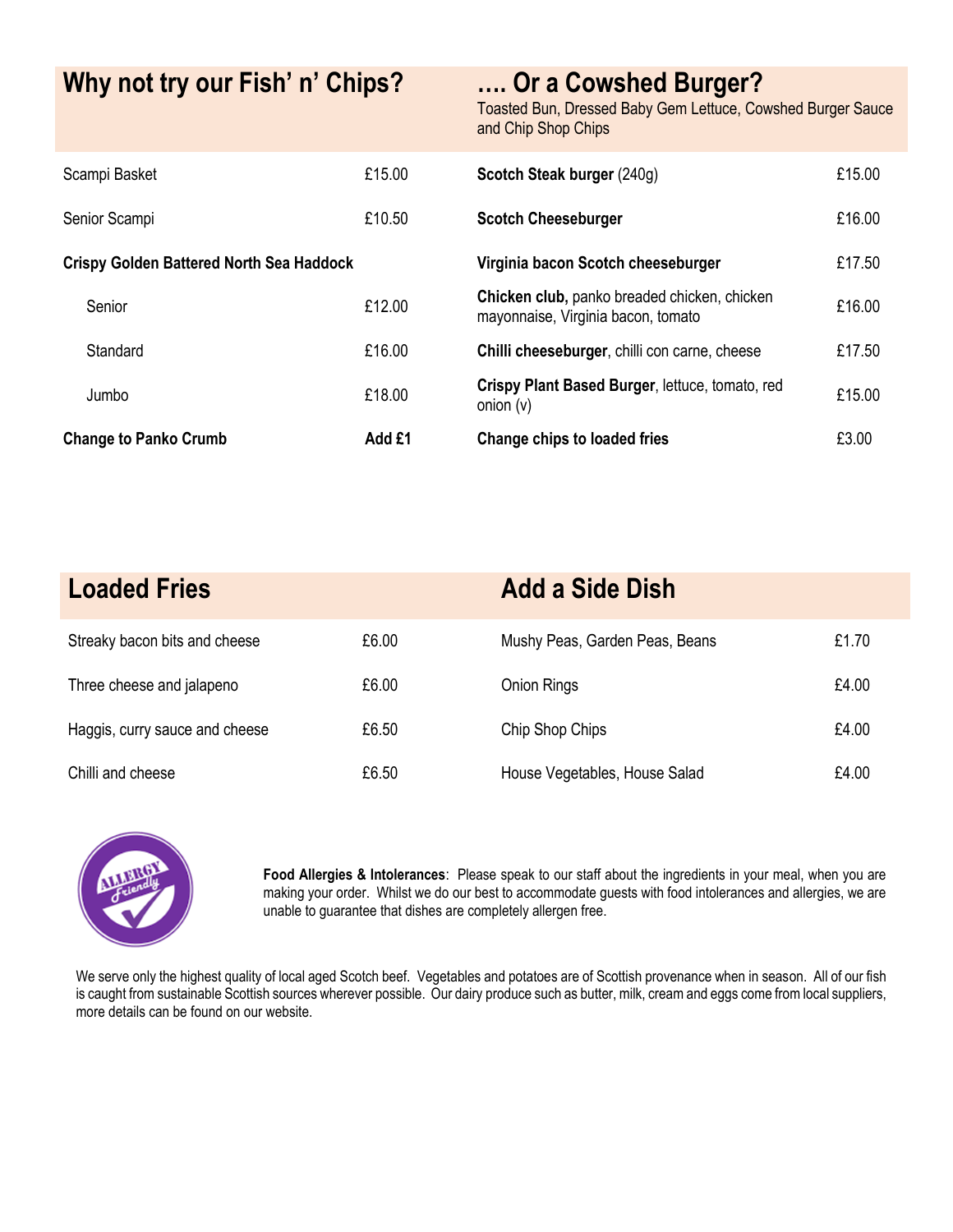## Why not try our Fish' n' Chips?

| | |
|---|---|
| Scampi Basket | £15.00 |
| Senior Scampi | £10.50 |
| **Crispy Golden Battered North Sea Haddock** | |
| Senior | £12.00 |
| Standard | £16.00 |
| Jumbo | £18.00 |
| **Change to Panko Crumb** | **Add £1** |

## …. Or a Cowshed Burger?

Toasted Bun, Dressed Baby Gem Lettuce, Cowshed Burger Sauce and Chip Shop Chips

| | |
|---|---|
| **Scotch Steak burger** (240g) | £15.00 |
| **Scotch Cheeseburger** | £16.00 |
| **Virginia bacon Scotch cheeseburger** | £17.50 |
| **Chicken club,** panko breaded chicken, chicken mayonnaise, Virginia bacon, tomato | £16.00 |
| **Chilli cheeseburger**, chilli con carne, cheese | £17.50 |
| **Crispy Plant Based Burger**, lettuce, tomato, red onion (v) | £15.00 |
| **Change chips to loaded fries** | £3.00 |

## Loaded Fries

| | |
|---|---|
| Streaky bacon bits and cheese | £6.00 |
| Three cheese and jalapeno | £6.00 |
| Haggis, curry sauce and cheese | £6.50 |
| Chilli and cheese | £6.50 |

## Add a Side Dish

| | |
|---|---|
| Mushy Peas, Garden Peas, Beans | £1.70 |
| Onion Rings | £4.00 |
| Chip Shop Chips | £4.00 |
| House Vegetables, House Salad | £4.00 |

ALLERGY Friendly

**Food Allergies & Intolerances**: Please speak to our staff about the ingredients in your meal, when you are making your order. Whilst we do our best to accommodate guests with food intolerances and allergies, we are unable to guarantee that dishes are completely allergen free.

We serve only the highest quality of local aged Scotch beef. Vegetables and potatoes are of Scottish provenance when in season. All of our fish is caught from sustainable Scottish sources wherever possible. Our dairy produce such as butter, milk, cream and eggs come from local suppliers, more details can be found on our website.